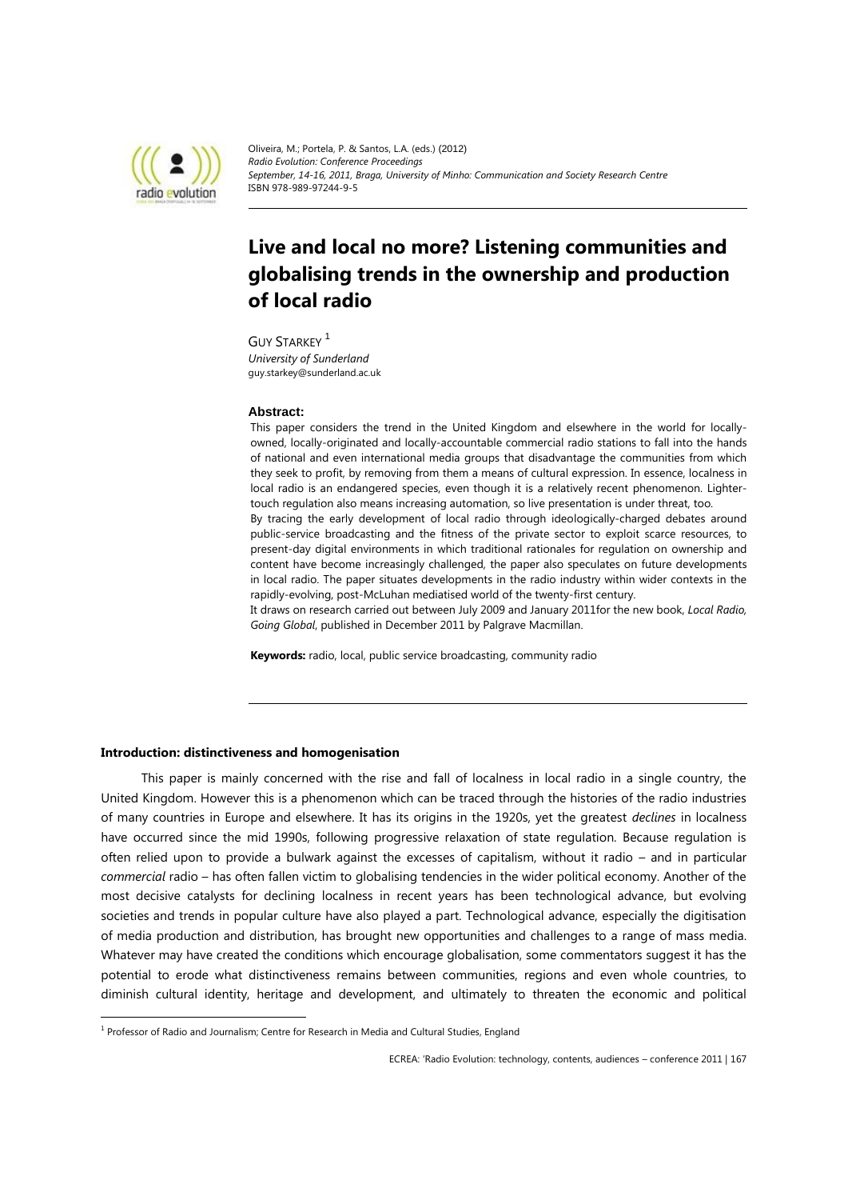Oliveira, M.; Portela, P. & Santos, L.A. (eds.) (2012)
*Radio Evolution: Conference Proceedings*
*September, 14-16, 2011, Braga, University of Minho: Communication and Society Research Centre*
ISBN 978-989-97244-9-5

# Live and local no more? Listening communities and globalising trends in the ownership and production of local radio

GUY STARKEY [1]
*University of Sunderland*
guy.starkey@sunderland.ac.uk

**Abstract:**

This paper considers the trend in the United Kingdom and elsewhere in the world for locally-owned, locally-originated and locally-accountable commercial radio stations to fall into the hands of national and even international media groups that disadvantage the communities from which they seek to profit, by removing from them a means of cultural expression. In essence, localness in local radio is an endangered species, even though it is a relatively recent phenomenon. Lighter-touch regulation also means increasing automation, so live presentation is under threat, too.

By tracing the early development of local radio through ideologically-charged debates around public-service broadcasting and the fitness of the private sector to exploit scarce resources, to present-day digital environments in which traditional rationales for regulation on ownership and content have become increasingly challenged, the paper also speculates on future developments in local radio. The paper situates developments in the radio industry within wider contexts in the rapidly-evolving, post-McLuhan mediatised world of the twenty-first century.

It draws on research carried out between July 2009 and January 2011for the new book, *Local Radio, Going Global*, published in December 2011 by Palgrave Macmillan.

**Keywords:** radio, local, public service broadcasting, community radio

## Introduction: distinctiveness and homogenisation

This paper is mainly concerned with the rise and fall of localness in local radio in a single country, the United Kingdom. However this is a phenomenon which can be traced through the histories of the radio industries of many countries in Europe and elsewhere. It has its origins in the 1920s, yet the greatest *declines* in localness have occurred since the mid 1990s, following progressive relaxation of state regulation. Because regulation is often relied upon to provide a bulwark against the excesses of capitalism, without it radio – and in particular *commercial* radio – has often fallen victim to globalising tendencies in the wider political economy. Another of the most decisive catalysts for declining localness in recent years has been technological advance, but evolving societies and trends in popular culture have also played a part. Technological advance, especially the digitisation of media production and distribution, has brought new opportunities and challenges to a range of mass media. Whatever may have created the conditions which encourage globalisation, some commentators suggest it has the potential to erode what distinctiveness remains between communities, regions and even whole countries, to diminish cultural identity, heritage and development, and ultimately to threaten the economic and political

[1] Professor of Radio and Journalism; Centre for Research in Media and Cultural Studies, England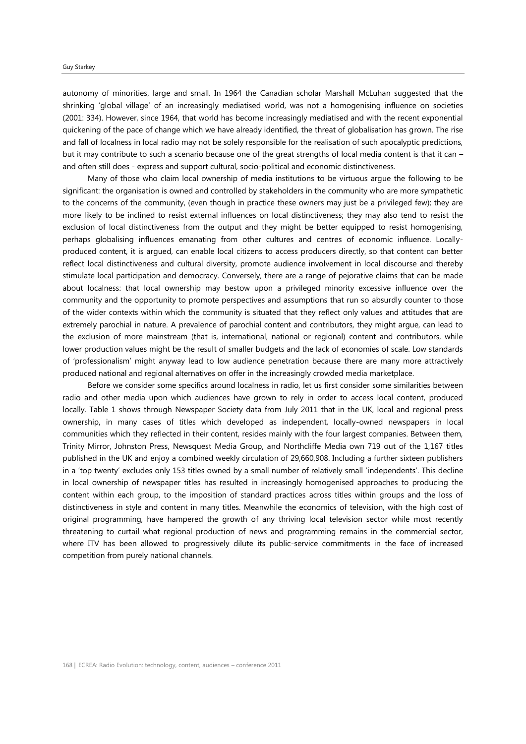autonomy of minorities, large and small. In 1964 the Canadian scholar Marshall McLuhan suggested that the shrinking 'global village' of an increasingly mediatised world, was not a homogenising influence on societies (2001: 334). However, since 1964, that world has become increasingly mediatised and with the recent exponential quickening of the pace of change which we have already identified, the threat of globalisation has grown. The rise and fall of localness in local radio may not be solely responsible for the realisation of such apocalyptic predictions, but it may contribute to such a scenario because one of the great strengths of local media content is that it can – and often still does - express and support cultural, socio-political and economic distinctiveness.

Many of those who claim local ownership of media institutions to be virtuous argue the following to be significant: the organisation is owned and controlled by stakeholders in the community who are more sympathetic to the concerns of the community, (even though in practice these owners may just be a privileged few); they are more likely to be inclined to resist external influences on local distinctiveness; they may also tend to resist the exclusion of local distinctiveness from the output and they might be better equipped to resist homogenising, perhaps globalising influences emanating from other cultures and centres of economic influence. Locally-produced content, it is argued, can enable local citizens to access producers directly, so that content can better reflect local distinctiveness and cultural diversity, promote audience involvement in local discourse and thereby stimulate local participation and democracy. Conversely, there are a range of pejorative claims that can be made about localness: that local ownership may bestow upon a privileged minority excessive influence over the community and the opportunity to promote perspectives and assumptions that run so absurdly counter to those of the wider contexts within which the community is situated that they reflect only values and attitudes that are extremely parochial in nature. A prevalence of parochial content and contributors, they might argue, can lead to the exclusion of more mainstream (that is, international, national or regional) content and contributors, while lower production values might be the result of smaller budgets and the lack of economies of scale. Low standards of 'professionalism' might anyway lead to low audience penetration because there are many more attractively produced national and regional alternatives on offer in the increasingly crowded media marketplace.

Before we consider some specifics around localness in radio, let us first consider some similarities between radio and other media upon which audiences have grown to rely in order to access local content, produced locally. Table 1 shows through Newspaper Society data from July 2011 that in the UK, local and regional press ownership, in many cases of titles which developed as independent, locally-owned newspapers in local communities which they reflected in their content, resides mainly with the four largest companies. Between them, Trinity Mirror, Johnston Press, Newsquest Media Group, and Northcliffe Media own 719 out of the 1,167 titles published in the UK and enjoy a combined weekly circulation of 29,660,908. Including a further sixteen publishers in a 'top twenty' excludes only 153 titles owned by a small number of relatively small 'independents'. This decline in local ownership of newspaper titles has resulted in increasingly homogenised approaches to producing the content within each group, to the imposition of standard practices across titles within groups and the loss of distinctiveness in style and content in many titles. Meanwhile the economics of television, with the high cost of original programming, have hampered the growth of any thriving local television sector while most recently threatening to curtail what regional production of news and programming remains in the commercial sector, where ITV has been allowed to progressively dilute its public-service commitments in the face of increased competition from purely national channels.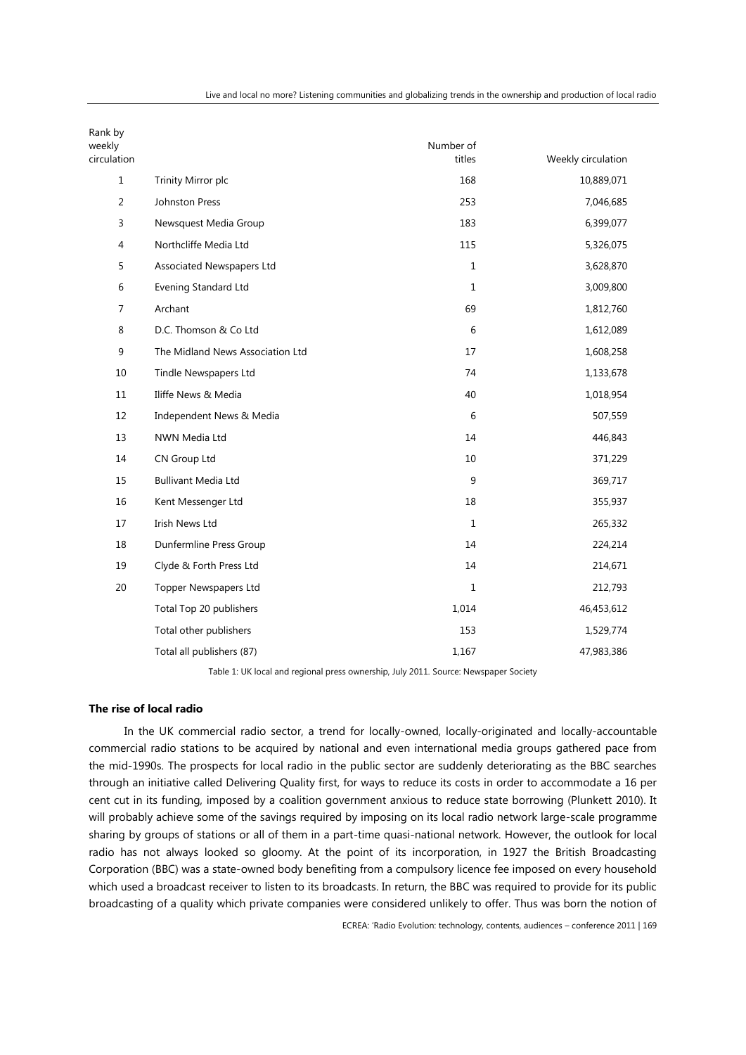| Rank by weekly circulation | | Number of titles | Weekly circulation |
|---|---|---|---|
| 1 | Trinity Mirror plc | 168 | 10,889,071 |
| 2 | Johnston Press | 253 | 7,046,685 |
| 3 | Newsquest Media Group | 183 | 6,399,077 |
| 4 | Northcliffe Media Ltd | 115 | 5,326,075 |
| 5 | Associated Newspapers Ltd | 1 | 3,628,870 |
| 6 | Evening Standard Ltd | 1 | 3,009,800 |
| 7 | Archant | 69 | 1,812,760 |
| 8 | D.C. Thomson & Co Ltd | 6 | 1,612,089 |
| 9 | The Midland News Association Ltd | 17 | 1,608,258 |
| 10 | Tindle Newspapers Ltd | 74 | 1,133,678 |
| 11 | Iliffe News & Media | 40 | 1,018,954 |
| 12 | Independent News & Media | 6 | 507,559 |
| 13 | NWN Media Ltd | 14 | 446,843 |
| 14 | CN Group Ltd | 10 | 371,229 |
| 15 | Bullivant Media Ltd | 9 | 369,717 |
| 16 | Kent Messenger Ltd | 18 | 355,937 |
| 17 | Irish News Ltd | 1 | 265,332 |
| 18 | Dunfermline Press Group | 14 | 224,214 |
| 19 | Clyde & Forth Press Ltd | 14 | 214,671 |
| 20 | Topper Newspapers Ltd | 1 | 212,793 |
| | Total Top 20 publishers | 1,014 | 46,453,612 |
| | Total other publishers | 153 | 1,529,774 |
| | Total all publishers (87) | 1,167 | 47,983,386 |

Table 1: UK local and regional press ownership, July 2011. Source: Newspaper Society

### The rise of local radio

In the UK commercial radio sector, a trend for locally-owned, locally-originated and locally-accountable commercial radio stations to be acquired by national and even international media groups gathered pace from the mid-1990s. The prospects for local radio in the public sector are suddenly deteriorating as the BBC searches through an initiative called Delivering Quality first, for ways to reduce its costs in order to accommodate a 16 per cent cut in its funding, imposed by a coalition government anxious to reduce state borrowing (Plunkett 2010). It will probably achieve some of the savings required by imposing on its local radio network large-scale programme sharing by groups of stations or all of them in a part-time quasi-national network. However, the outlook for local radio has not always looked so gloomy. At the point of its incorporation, in 1927 the British Broadcasting Corporation (BBC) was a state-owned body benefiting from a compulsory licence fee imposed on every household which used a broadcast receiver to listen to its broadcasts. In return, the BBC was required to provide for its public broadcasting of a quality which private companies were considered unlikely to offer. Thus was born the notion of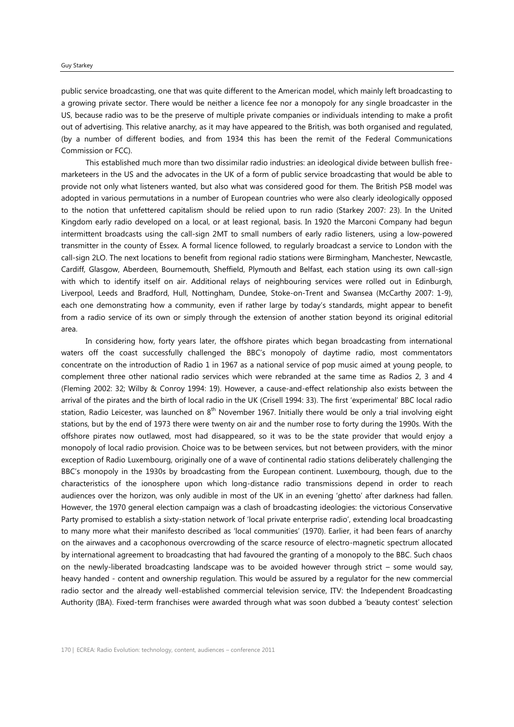public service broadcasting, one that was quite different to the American model, which mainly left broadcasting to a growing private sector. There would be neither a licence fee nor a monopoly for any single broadcaster in the US, because radio was to be the preserve of multiple private companies or individuals intending to make a profit out of advertising. This relative anarchy, as it may have appeared to the British, was both organised and regulated, (by a number of different bodies, and from 1934 this has been the remit of the Federal Communications Commission or FCC).

This established much more than two dissimilar radio industries: an ideological divide between bullish free-marketeers in the US and the advocates in the UK of a form of public service broadcasting that would be able to provide not only what listeners wanted, but also what was considered good for them. The British PSB model was adopted in various permutations in a number of European countries who were also clearly ideologically opposed to the notion that unfettered capitalism should be relied upon to run radio (Starkey 2007: 23). In the United Kingdom early radio developed on a local, or at least regional, basis. In 1920 the Marconi Company had begun intermittent broadcasts using the call-sign 2MT to small numbers of early radio listeners, using a low-powered transmitter in the county of Essex. A formal licence followed, to regularly broadcast a service to London with the call-sign 2LO. The next locations to benefit from regional radio stations were Birmingham, Manchester, Newcastle, Cardiff, Glasgow, Aberdeen, Bournemouth, Sheffield, Plymouth and Belfast, each station using its own call-sign with which to identify itself on air. Additional relays of neighbouring services were rolled out in Edinburgh, Liverpool, Leeds and Bradford, Hull, Nottingham, Dundee, Stoke-on-Trent and Swansea (McCarthy 2007: 1-9), each one demonstrating how a community, even if rather large by today's standards, might appear to benefit from a radio service of its own or simply through the extension of another station beyond its original editorial area.

In considering how, forty years later, the offshore pirates which began broadcasting from international waters off the coast successfully challenged the BBC's monopoly of daytime radio, most commentators concentrate on the introduction of Radio 1 in 1967 as a national service of pop music aimed at young people, to complement three other national radio services which were rebranded at the same time as Radios 2, 3 and 4 (Fleming 2002: 32; Wilby & Conroy 1994: 19). However, a cause-and-effect relationship also exists between the arrival of the pirates and the birth of local radio in the UK (Crisell 1994: 33). The first 'experimental' BBC local radio station, Radio Leicester, was launched on 8th November 1967. Initially there would be only a trial involving eight stations, but by the end of 1973 there were twenty on air and the number rose to forty during the 1990s. With the offshore pirates now outlawed, most had disappeared, so it was to be the state provider that would enjoy a monopoly of local radio provision. Choice was to be between services, but not between providers, with the minor exception of Radio Luxembourg, originally one of a wave of continental radio stations deliberately challenging the BBC's monopoly in the 1930s by broadcasting from the European continent. Luxembourg, though, due to the characteristics of the ionosphere upon which long-distance radio transmissions depend in order to reach audiences over the horizon, was only audible in most of the UK in an evening 'ghetto' after darkness had fallen. However, the 1970 general election campaign was a clash of broadcasting ideologies: the victorious Conservative Party promised to establish a sixty-station network of 'local private enterprise radio', extending local broadcasting to many more what their manifesto described as 'local communities' (1970). Earlier, it had been fears of anarchy on the airwaves and a cacophonous overcrowding of the scarce resource of electro-magnetic spectrum allocated by international agreement to broadcasting that had favoured the granting of a monopoly to the BBC. Such chaos on the newly-liberated broadcasting landscape was to be avoided however through strict – some would say, heavy handed - content and ownership regulation. This would be assured by a regulator for the new commercial radio sector and the already well-established commercial television service, ITV: the Independent Broadcasting Authority (IBA). Fixed-term franchises were awarded through what was soon dubbed a 'beauty contest' selection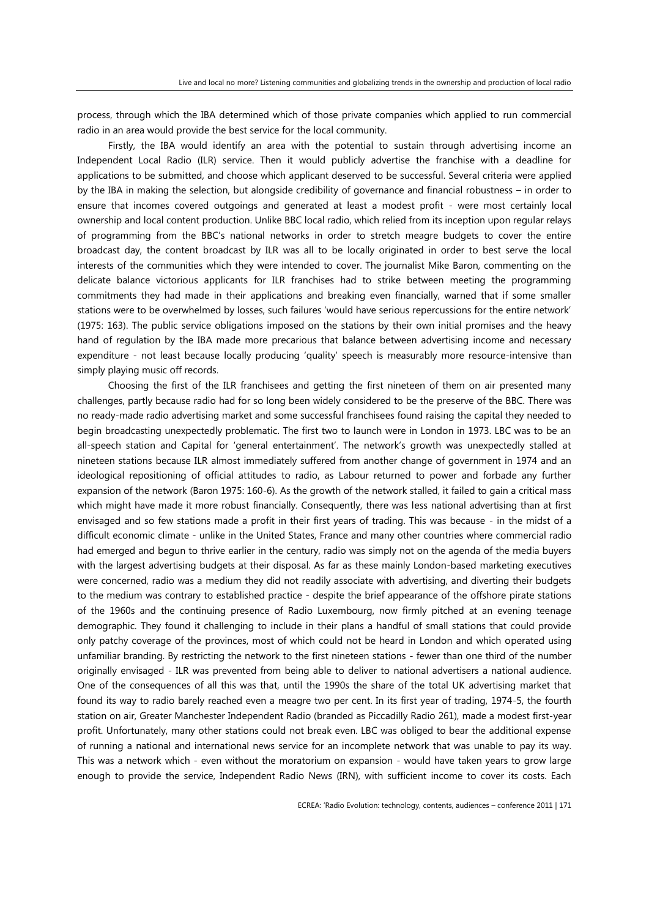process, through which the IBA determined which of those private companies which applied to run commercial radio in an area would provide the best service for the local community.

Firstly, the IBA would identify an area with the potential to sustain through advertising income an Independent Local Radio (ILR) service. Then it would publicly advertise the franchise with a deadline for applications to be submitted, and choose which applicant deserved to be successful. Several criteria were applied by the IBA in making the selection, but alongside credibility of governance and financial robustness – in order to ensure that incomes covered outgoings and generated at least a modest profit - were most certainly local ownership and local content production. Unlike BBC local radio, which relied from its inception upon regular relays of programming from the BBC's national networks in order to stretch meagre budgets to cover the entire broadcast day, the content broadcast by ILR was all to be locally originated in order to best serve the local interests of the communities which they were intended to cover. The journalist Mike Baron, commenting on the delicate balance victorious applicants for ILR franchises had to strike between meeting the programming commitments they had made in their applications and breaking even financially, warned that if some smaller stations were to be overwhelmed by losses, such failures 'would have serious repercussions for the entire network' (1975: 163). The public service obligations imposed on the stations by their own initial promises and the heavy hand of regulation by the IBA made more precarious that balance between advertising income and necessary expenditure - not least because locally producing 'quality' speech is measurably more resource-intensive than simply playing music off records.

Choosing the first of the ILR franchisees and getting the first nineteen of them on air presented many challenges, partly because radio had for so long been widely considered to be the preserve of the BBC. There was no ready-made radio advertising market and some successful franchisees found raising the capital they needed to begin broadcasting unexpectedly problematic. The first two to launch were in London in 1973. LBC was to be an all-speech station and Capital for 'general entertainment'. The network's growth was unexpectedly stalled at nineteen stations because ILR almost immediately suffered from another change of government in 1974 and an ideological repositioning of official attitudes to radio, as Labour returned to power and forbade any further expansion of the network (Baron 1975: 160-6). As the growth of the network stalled, it failed to gain a critical mass which might have made it more robust financially. Consequently, there was less national advertising than at first envisaged and so few stations made a profit in their first years of trading. This was because - in the midst of a difficult economic climate - unlike in the United States, France and many other countries where commercial radio had emerged and begun to thrive earlier in the century, radio was simply not on the agenda of the media buyers with the largest advertising budgets at their disposal. As far as these mainly London-based marketing executives were concerned, radio was a medium they did not readily associate with advertising, and diverting their budgets to the medium was contrary to established practice - despite the brief appearance of the offshore pirate stations of the 1960s and the continuing presence of Radio Luxembourg, now firmly pitched at an evening teenage demographic. They found it challenging to include in their plans a handful of small stations that could provide only patchy coverage of the provinces, most of which could not be heard in London and which operated using unfamiliar branding. By restricting the network to the first nineteen stations - fewer than one third of the number originally envisaged - ILR was prevented from being able to deliver to national advertisers a national audience. One of the consequences of all this was that, until the 1990s the share of the total UK advertising market that found its way to radio barely reached even a meagre two per cent. In its first year of trading, 1974-5, the fourth station on air, Greater Manchester Independent Radio (branded as Piccadilly Radio 261), made a modest first-year profit. Unfortunately, many other stations could not break even. LBC was obliged to bear the additional expense of running a national and international news service for an incomplete network that was unable to pay its way. This was a network which - even without the moratorium on expansion - would have taken years to grow large enough to provide the service, Independent Radio News (IRN), with sufficient income to cover its costs. Each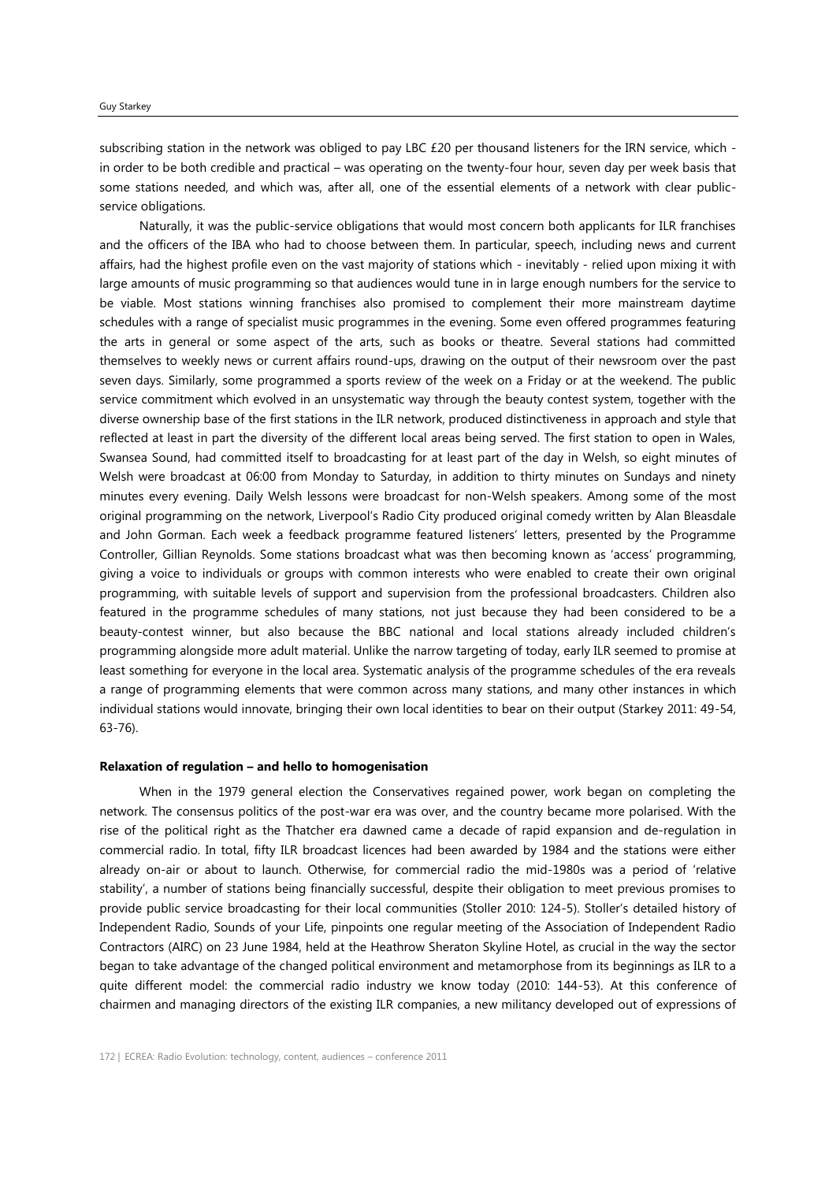subscribing station in the network was obliged to pay LBC £20 per thousand listeners for the IRN service, which - in order to be both credible and practical – was operating on the twenty-four hour, seven day per week basis that some stations needed, and which was, after all, one of the essential elements of a network with clear public-service obligations.

Naturally, it was the public-service obligations that would most concern both applicants for ILR franchises and the officers of the IBA who had to choose between them. In particular, speech, including news and current affairs, had the highest profile even on the vast majority of stations which - inevitably - relied upon mixing it with large amounts of music programming so that audiences would tune in in large enough numbers for the service to be viable. Most stations winning franchises also promised to complement their more mainstream daytime schedules with a range of specialist music programmes in the evening. Some even offered programmes featuring the arts in general or some aspect of the arts, such as books or theatre. Several stations had committed themselves to weekly news or current affairs round-ups, drawing on the output of their newsroom over the past seven days. Similarly, some programmed a sports review of the week on a Friday or at the weekend. The public service commitment which evolved in an unsystematic way through the beauty contest system, together with the diverse ownership base of the first stations in the ILR network, produced distinctiveness in approach and style that reflected at least in part the diversity of the different local areas being served. The first station to open in Wales, Swansea Sound, had committed itself to broadcasting for at least part of the day in Welsh, so eight minutes of Welsh were broadcast at 06:00 from Monday to Saturday, in addition to thirty minutes on Sundays and ninety minutes every evening. Daily Welsh lessons were broadcast for non-Welsh speakers. Among some of the most original programming on the network, Liverpool's Radio City produced original comedy written by Alan Bleasdale and John Gorman. Each week a feedback programme featured listeners' letters, presented by the Programme Controller, Gillian Reynolds. Some stations broadcast what was then becoming known as 'access' programming, giving a voice to individuals or groups with common interests who were enabled to create their own original programming, with suitable levels of support and supervision from the professional broadcasters. Children also featured in the programme schedules of many stations, not just because they had been considered to be a beauty-contest winner, but also because the BBC national and local stations already included children's programming alongside more adult material. Unlike the narrow targeting of today, early ILR seemed to promise at least something for everyone in the local area. Systematic analysis of the programme schedules of the era reveals a range of programming elements that were common across many stations, and many other instances in which individual stations would innovate, bringing their own local identities to bear on their output (Starkey 2011: 49-54, 63-76).

**Relaxation of regulation – and hello to homogenisation**

When in the 1979 general election the Conservatives regained power, work began on completing the network. The consensus politics of the post-war era was over, and the country became more polarised. With the rise of the political right as the Thatcher era dawned came a decade of rapid expansion and de-regulation in commercial radio. In total, fifty ILR broadcast licences had been awarded by 1984 and the stations were either already on-air or about to launch. Otherwise, for commercial radio the mid-1980s was a period of 'relative stability', a number of stations being financially successful, despite their obligation to meet previous promises to provide public service broadcasting for their local communities (Stoller 2010: 124-5). Stoller's detailed history of Independent Radio, Sounds of your Life, pinpoints one regular meeting of the Association of Independent Radio Contractors (AIRC) on 23 June 1984, held at the Heathrow Sheraton Skyline Hotel, as crucial in the way the sector began to take advantage of the changed political environment and metamorphose from its beginnings as ILR to a quite different model: the commercial radio industry we know today (2010: 144-53). At this conference of chairmen and managing directors of the existing ILR companies, a new militancy developed out of expressions of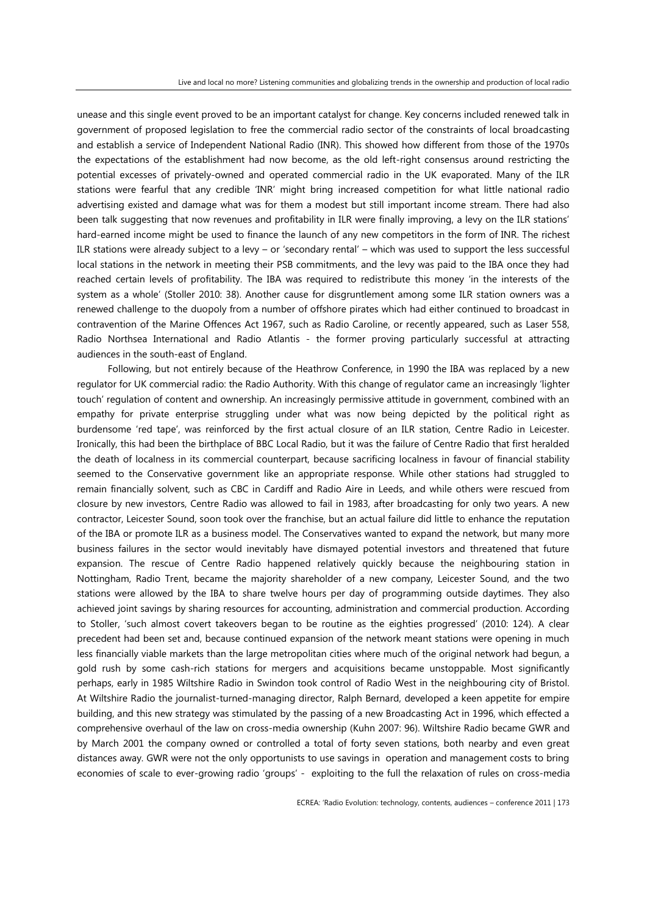unease and this single event proved to be an important catalyst for change. Key concerns included renewed talk in government of proposed legislation to free the commercial radio sector of the constraints of local broadcasting and establish a service of Independent National Radio (INR). This showed how different from those of the 1970s the expectations of the establishment had now become, as the old left-right consensus around restricting the potential excesses of privately-owned and operated commercial radio in the UK evaporated. Many of the ILR stations were fearful that any credible 'INR' might bring increased competition for what little national radio advertising existed and damage what was for them a modest but still important income stream. There had also been talk suggesting that now revenues and profitability in ILR were finally improving, a levy on the ILR stations' hard-earned income might be used to finance the launch of any new competitors in the form of INR. The richest ILR stations were already subject to a levy – or 'secondary rental' – which was used to support the less successful local stations in the network in meeting their PSB commitments, and the levy was paid to the IBA once they had reached certain levels of profitability. The IBA was required to redistribute this money 'in the interests of the system as a whole' (Stoller 2010: 38). Another cause for disgruntlement among some ILR station owners was a renewed challenge to the duopoly from a number of offshore pirates which had either continued to broadcast in contravention of the Marine Offences Act 1967, such as Radio Caroline, or recently appeared, such as Laser 558, Radio Northsea International and Radio Atlantis - the former proving particularly successful at attracting audiences in the south-east of England.

Following, but not entirely because of the Heathrow Conference, in 1990 the IBA was replaced by a new regulator for UK commercial radio: the Radio Authority. With this change of regulator came an increasingly 'lighter touch' regulation of content and ownership. An increasingly permissive attitude in government, combined with an empathy for private enterprise struggling under what was now being depicted by the political right as burdensome 'red tape', was reinforced by the first actual closure of an ILR station, Centre Radio in Leicester. Ironically, this had been the birthplace of BBC Local Radio, but it was the failure of Centre Radio that first heralded the death of localness in its commercial counterpart, because sacrificing localness in favour of financial stability seemed to the Conservative government like an appropriate response. While other stations had struggled to remain financially solvent, such as CBC in Cardiff and Radio Aire in Leeds, and while others were rescued from closure by new investors, Centre Radio was allowed to fail in 1983, after broadcasting for only two years. A new contractor, Leicester Sound, soon took over the franchise, but an actual failure did little to enhance the reputation of the IBA or promote ILR as a business model. The Conservatives wanted to expand the network, but many more business failures in the sector would inevitably have dismayed potential investors and threatened that future expansion. The rescue of Centre Radio happened relatively quickly because the neighbouring station in Nottingham, Radio Trent, became the majority shareholder of a new company, Leicester Sound, and the two stations were allowed by the IBA to share twelve hours per day of programming outside daytimes. They also achieved joint savings by sharing resources for accounting, administration and commercial production. According to Stoller, 'such almost covert takeovers began to be routine as the eighties progressed' (2010: 124). A clear precedent had been set and, because continued expansion of the network meant stations were opening in much less financially viable markets than the large metropolitan cities where much of the original network had begun, a gold rush by some cash-rich stations for mergers and acquisitions became unstoppable. Most significantly perhaps, early in 1985 Wiltshire Radio in Swindon took control of Radio West in the neighbouring city of Bristol. At Wiltshire Radio the journalist-turned-managing director, Ralph Bernard, developed a keen appetite for empire building, and this new strategy was stimulated by the passing of a new Broadcasting Act in 1996, which effected a comprehensive overhaul of the law on cross-media ownership (Kuhn 2007: 96). Wiltshire Radio became GWR and by March 2001 the company owned or controlled a total of forty seven stations, both nearby and even great distances away. GWR were not the only opportunists to use savings in operation and management costs to bring economies of scale to ever-growing radio 'groups' - exploiting to the full the relaxation of rules on cross-media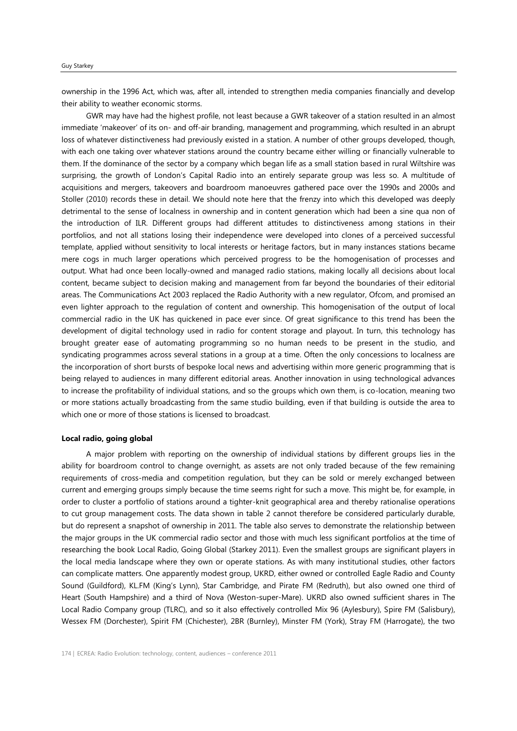ownership in the 1996 Act, which was, after all, intended to strengthen media companies financially and develop their ability to weather economic storms.

GWR may have had the highest profile, not least because a GWR takeover of a station resulted in an almost immediate 'makeover' of its on- and off-air branding, management and programming, which resulted in an abrupt loss of whatever distinctiveness had previously existed in a station. A number of other groups developed, though, with each one taking over whatever stations around the country became either willing or financially vulnerable to them. If the dominance of the sector by a company which began life as a small station based in rural Wiltshire was surprising, the growth of London's Capital Radio into an entirely separate group was less so. A multitude of acquisitions and mergers, takeovers and boardroom manoeuvres gathered pace over the 1990s and 2000s and Stoller (2010) records these in detail. We should note here that the frenzy into which this developed was deeply detrimental to the sense of localness in ownership and in content generation which had been a sine qua non of the introduction of ILR. Different groups had different attitudes to distinctiveness among stations in their portfolios, and not all stations losing their independence were developed into clones of a perceived successful template, applied without sensitivity to local interests or heritage factors, but in many instances stations became mere cogs in much larger operations which perceived progress to be the homogenisation of processes and output. What had once been locally-owned and managed radio stations, making locally all decisions about local content, became subject to decision making and management from far beyond the boundaries of their editorial areas. The Communications Act 2003 replaced the Radio Authority with a new regulator, Ofcom, and promised an even lighter approach to the regulation of content and ownership. This homogenisation of the output of local commercial radio in the UK has quickened in pace ever since. Of great significance to this trend has been the development of digital technology used in radio for content storage and playout. In turn, this technology has brought greater ease of automating programming so no human needs to be present in the studio, and syndicating programmes across several stations in a group at a time. Often the only concessions to localness are the incorporation of short bursts of bespoke local news and advertising within more generic programming that is being relayed to audiences in many different editorial areas. Another innovation in using technological advances to increase the profitability of individual stations, and so the groups which own them, is co-location, meaning two or more stations actually broadcasting from the same studio building, even if that building is outside the area to which one or more of those stations is licensed to broadcast.

**Local radio, going global**

A major problem with reporting on the ownership of individual stations by different groups lies in the ability for boardroom control to change overnight, as assets are not only traded because of the few remaining requirements of cross-media and competition regulation, but they can be sold or merely exchanged between current and emerging groups simply because the time seems right for such a move. This might be, for example, in order to cluster a portfolio of stations around a tighter-knit geographical area and thereby rationalise operations to cut group management costs. The data shown in table 2 cannot therefore be considered particularly durable, but do represent a snapshot of ownership in 2011. The table also serves to demonstrate the relationship between the major groups in the UK commercial radio sector and those with much less significant portfolios at the time of researching the book Local Radio, Going Global (Starkey 2011). Even the smallest groups are significant players in the local media landscape where they own or operate stations. As with many institutional studies, other factors can complicate matters. One apparently modest group, UKRD, either owned or controlled Eagle Radio and County Sound (Guildford), KL.FM (King's Lynn), Star Cambridge, and Pirate FM (Redruth), but also owned one third of Heart (South Hampshire) and a third of Nova (Weston-super-Mare). UKRD also owned sufficient shares in The Local Radio Company group (TLRC), and so it also effectively controlled Mix 96 (Aylesbury), Spire FM (Salisbury), Wessex FM (Dorchester), Spirit FM (Chichester), 2BR (Burnley), Minster FM (York), Stray FM (Harrogate), the two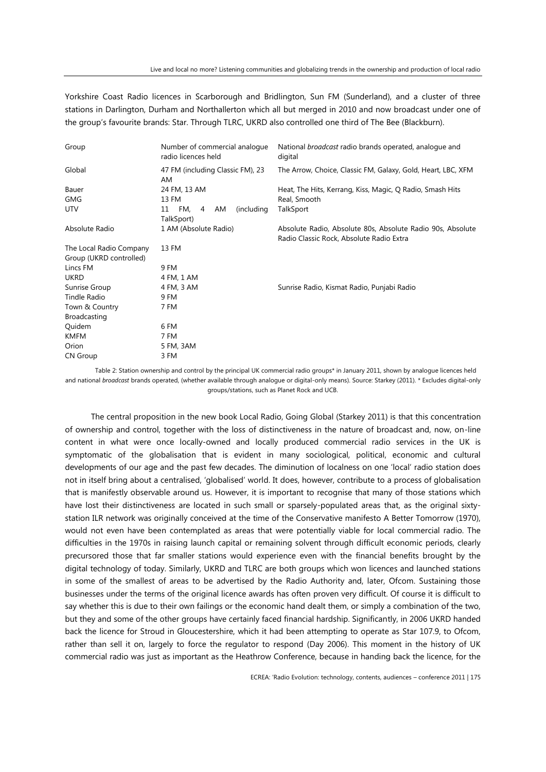Yorkshire Coast Radio licences in Scarborough and Bridlington, Sun FM (Sunderland), and a cluster of three stations in Darlington, Durham and Northallerton which all but merged in 2010 and now broadcast under one of the group's favourite brands: Star. Through TLRC, UKRD also controlled one third of The Bee (Blackburn).

| Group | Number of commercial analogue radio licences held | National *broadcast* radio brands operated, analogue and digital |
|---|---|---|
| Global | 47 FM (including Classic FM), 23 AM | The Arrow, Choice, Classic FM, Galaxy, Gold, Heart, LBC, XFM |
| Bauer | 24 FM, 13 AM | Heat, The Hits, Kerrang, Kiss, Magic, Q Radio, Smash Hits |
| GMG | 13 FM | Real, Smooth |
| UTV | 11 FM, 4 AM (including TalkSport) | TalkSport |
| Absolute Radio | 1 AM (Absolute Radio) | Absolute Radio, Absolute 80s, Absolute Radio 90s, Absolute Radio Classic Rock, Absolute Radio Extra |
| The Local Radio Company Group (UKRD controlled) | 13 FM | |
| Lincs FM | 9 FM | |
| UKRD | 4 FM, 1 AM | |
| Sunrise Group | 4 FM, 3 AM | Sunrise Radio, Kismat Radio, Punjabi Radio |
| Tindle Radio | 9 FM | |
| Town & Country Broadcasting | 7 FM | |
| Quidem | 6 FM | |
| KMFM | 7 FM | |
| Orion | 5 FM, 3AM | |
| CN Group | 3 FM | |

Table 2: Station ownership and control by the principal UK commercial radio groups* in January 2011, shown by analogue licences held and national *broadcast* brands operated, (whether available through analogue or digital-only means). Source: Starkey (2011). * Excludes digital-only groups/stations, such as Planet Rock and UCB.

The central proposition in the new book Local Radio, Going Global (Starkey 2011) is that this concentration of ownership and control, together with the loss of distinctiveness in the nature of broadcast and, now, on-line content in what were once locally-owned and locally produced commercial radio services in the UK is symptomatic of the globalisation that is evident in many sociological, political, economic and cultural developments of our age and the past few decades. The diminution of localness on one 'local' radio station does not in itself bring about a centralised, 'globalised' world. It does, however, contribute to a process of globalisation that is manifestly observable around us. However, it is important to recognise that many of those stations which have lost their distinctiveness are located in such small or sparsely-populated areas that, as the original sixty-station ILR network was originally conceived at the time of the Conservative manifesto A Better Tomorrow (1970), would not even have been contemplated as areas that were potentially viable for local commercial radio. The difficulties in the 1970s in raising launch capital or remaining solvent through difficult economic periods, clearly precursored those that far smaller stations would experience even with the financial benefits brought by the digital technology of today. Similarly, UKRD and TLRC are both groups which won licences and launched stations in some of the smallest of areas to be advertised by the Radio Authority and, later, Ofcom. Sustaining those businesses under the terms of the original licence awards has often proven very difficult. Of course it is difficult to say whether this is due to their own failings or the economic hand dealt them, or simply a combination of the two, but they and some of the other groups have certainly faced financial hardship. Significantly, in 2006 UKRD handed back the licence for Stroud in Gloucestershire, which it had been attempting to operate as Star 107.9, to Ofcom, rather than sell it on, largely to force the regulator to respond (Day 2006). This moment in the history of UK commercial radio was just as important as the Heathrow Conference, because in handing back the licence, for the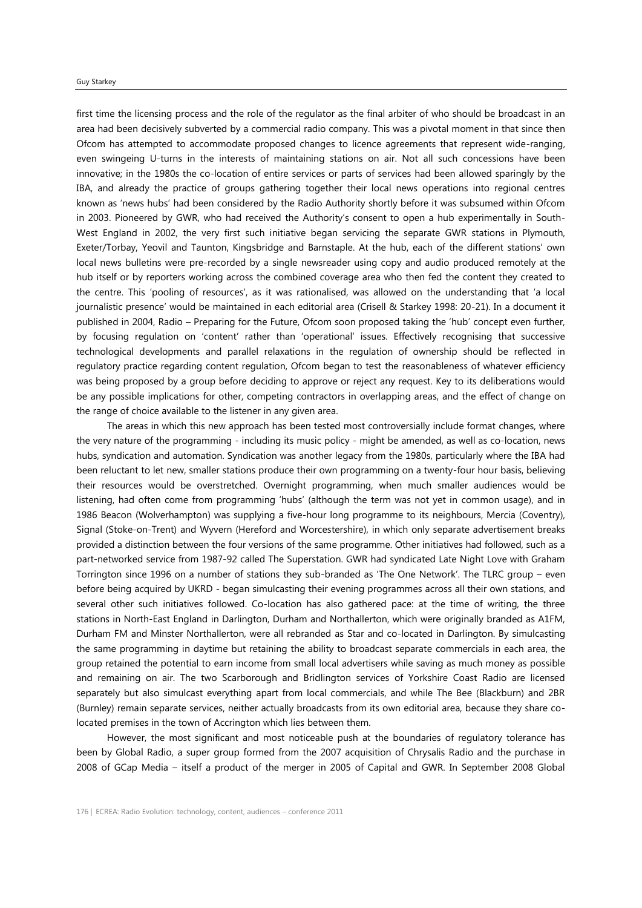first time the licensing process and the role of the regulator as the final arbiter of who should be broadcast in an area had been decisively subverted by a commercial radio company. This was a pivotal moment in that since then Ofcom has attempted to accommodate proposed changes to licence agreements that represent wide-ranging, even swingeing U-turns in the interests of maintaining stations on air. Not all such concessions have been innovative; in the 1980s the co-location of entire services or parts of services had been allowed sparingly by the IBA, and already the practice of groups gathering together their local news operations into regional centres known as 'news hubs' had been considered by the Radio Authority shortly before it was subsumed within Ofcom in 2003. Pioneered by GWR, who had received the Authority's consent to open a hub experimentally in South-West England in 2002, the very first such initiative began servicing the separate GWR stations in Plymouth, Exeter/Torbay, Yeovil and Taunton, Kingsbridge and Barnstaple. At the hub, each of the different stations' own local news bulletins were pre-recorded by a single newsreader using copy and audio produced remotely at the hub itself or by reporters working across the combined coverage area who then fed the content they created to the centre. This 'pooling of resources', as it was rationalised, was allowed on the understanding that 'a local journalistic presence' would be maintained in each editorial area (Crisell & Starkey 1998: 20-21). In a document it published in 2004, Radio – Preparing for the Future, Ofcom soon proposed taking the 'hub' concept even further, by focusing regulation on 'content' rather than 'operational' issues. Effectively recognising that successive technological developments and parallel relaxations in the regulation of ownership should be reflected in regulatory practice regarding content regulation, Ofcom began to test the reasonableness of whatever efficiency was being proposed by a group before deciding to approve or reject any request. Key to its deliberations would be any possible implications for other, competing contractors in overlapping areas, and the effect of change on the range of choice available to the listener in any given area.

The areas in which this new approach has been tested most controversially include format changes, where the very nature of the programming - including its music policy - might be amended, as well as co-location, news hubs, syndication and automation. Syndication was another legacy from the 1980s, particularly where the IBA had been reluctant to let new, smaller stations produce their own programming on a twenty-four hour basis, believing their resources would be overstretched. Overnight programming, when much smaller audiences would be listening, had often come from programming 'hubs' (although the term was not yet in common usage), and in 1986 Beacon (Wolverhampton) was supplying a five-hour long programme to its neighbours, Mercia (Coventry), Signal (Stoke-on-Trent) and Wyvern (Hereford and Worcestershire), in which only separate advertisement breaks provided a distinction between the four versions of the same programme. Other initiatives had followed, such as a part-networked service from 1987-92 called The Superstation. GWR had syndicated Late Night Love with Graham Torrington since 1996 on a number of stations they sub-branded as 'The One Network'. The TLRC group – even before being acquired by UKRD - began simulcasting their evening programmes across all their own stations, and several other such initiatives followed. Co-location has also gathered pace: at the time of writing, the three stations in North-East England in Darlington, Durham and Northallerton, which were originally branded as A1FM, Durham FM and Minster Northallerton, were all rebranded as Star and co-located in Darlington. By simulcasting the same programming in daytime but retaining the ability to broadcast separate commercials in each area, the group retained the potential to earn income from small local advertisers while saving as much money as possible and remaining on air. The two Scarborough and Bridlington services of Yorkshire Coast Radio are licensed separately but also simulcast everything apart from local commercials, and while The Bee (Blackburn) and 2BR (Burnley) remain separate services, neither actually broadcasts from its own editorial area, because they share co-located premises in the town of Accrington which lies between them.

However, the most significant and most noticeable push at the boundaries of regulatory tolerance has been by Global Radio, a super group formed from the 2007 acquisition of Chrysalis Radio and the purchase in 2008 of GCap Media – itself a product of the merger in 2005 of Capital and GWR. In September 2008 Global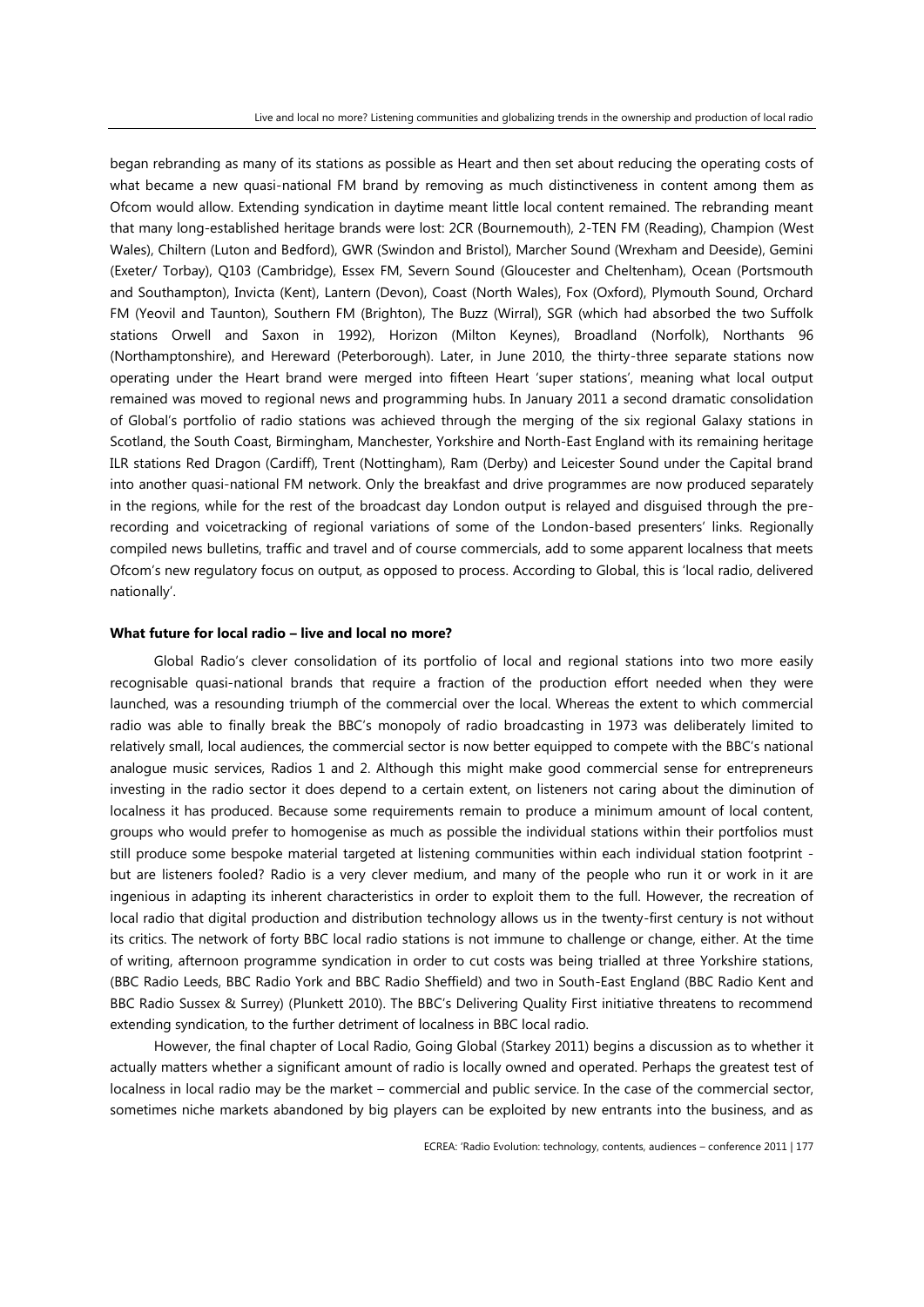began rebranding as many of its stations as possible as Heart and then set about reducing the operating costs of what became a new quasi-national FM brand by removing as much distinctiveness in content among them as Ofcom would allow. Extending syndication in daytime meant little local content remained. The rebranding meant that many long-established heritage brands were lost: 2CR (Bournemouth), 2-TEN FM (Reading), Champion (West Wales), Chiltern (Luton and Bedford), GWR (Swindon and Bristol), Marcher Sound (Wrexham and Deeside), Gemini (Exeter/ Torbay), Q103 (Cambridge), Essex FM, Severn Sound (Gloucester and Cheltenham), Ocean (Portsmouth and Southampton), Invicta (Kent), Lantern (Devon), Coast (North Wales), Fox (Oxford), Plymouth Sound, Orchard FM (Yeovil and Taunton), Southern FM (Brighton), The Buzz (Wirral), SGR (which had absorbed the two Suffolk stations Orwell and Saxon in 1992), Horizon (Milton Keynes), Broadland (Norfolk), Northants 96 (Northamptonshire), and Hereward (Peterborough). Later, in June 2010, the thirty-three separate stations now operating under the Heart brand were merged into fifteen Heart 'super stations', meaning what local output remained was moved to regional news and programming hubs. In January 2011 a second dramatic consolidation of Global's portfolio of radio stations was achieved through the merging of the six regional Galaxy stations in Scotland, the South Coast, Birmingham, Manchester, Yorkshire and North-East England with its remaining heritage ILR stations Red Dragon (Cardiff), Trent (Nottingham), Ram (Derby) and Leicester Sound under the Capital brand into another quasi-national FM network. Only the breakfast and drive programmes are now produced separately in the regions, while for the rest of the broadcast day London output is relayed and disguised through the pre-recording and voicetracking of regional variations of some of the London-based presenters' links. Regionally compiled news bulletins, traffic and travel and of course commercials, add to some apparent localness that meets Ofcom's new regulatory focus on output, as opposed to process. According to Global, this is 'local radio, delivered nationally'.

**What future for local radio – live and local no more?**

Global Radio's clever consolidation of its portfolio of local and regional stations into two more easily recognisable quasi-national brands that require a fraction of the production effort needed when they were launched, was a resounding triumph of the commercial over the local. Whereas the extent to which commercial radio was able to finally break the BBC's monopoly of radio broadcasting in 1973 was deliberately limited to relatively small, local audiences, the commercial sector is now better equipped to compete with the BBC's national analogue music services, Radios 1 and 2. Although this might make good commercial sense for entrepreneurs investing in the radio sector it does depend to a certain extent, on listeners not caring about the diminution of localness it has produced. Because some requirements remain to produce a minimum amount of local content, groups who would prefer to homogenise as much as possible the individual stations within their portfolios must still produce some bespoke material targeted at listening communities within each individual station footprint - but are listeners fooled? Radio is a very clever medium, and many of the people who run it or work in it are ingenious in adapting its inherent characteristics in order to exploit them to the full. However, the recreation of local radio that digital production and distribution technology allows us in the twenty-first century is not without its critics. The network of forty BBC local radio stations is not immune to challenge or change, either. At the time of writing, afternoon programme syndication in order to cut costs was being trialled at three Yorkshire stations, (BBC Radio Leeds, BBC Radio York and BBC Radio Sheffield) and two in South-East England (BBC Radio Kent and BBC Radio Sussex & Surrey) (Plunkett 2010). The BBC's Delivering Quality First initiative threatens to recommend extending syndication, to the further detriment of localness in BBC local radio.

However, the final chapter of Local Radio, Going Global (Starkey 2011) begins a discussion as to whether it actually matters whether a significant amount of radio is locally owned and operated. Perhaps the greatest test of localness in local radio may be the market – commercial and public service. In the case of the commercial sector, sometimes niche markets abandoned by big players can be exploited by new entrants into the business, and as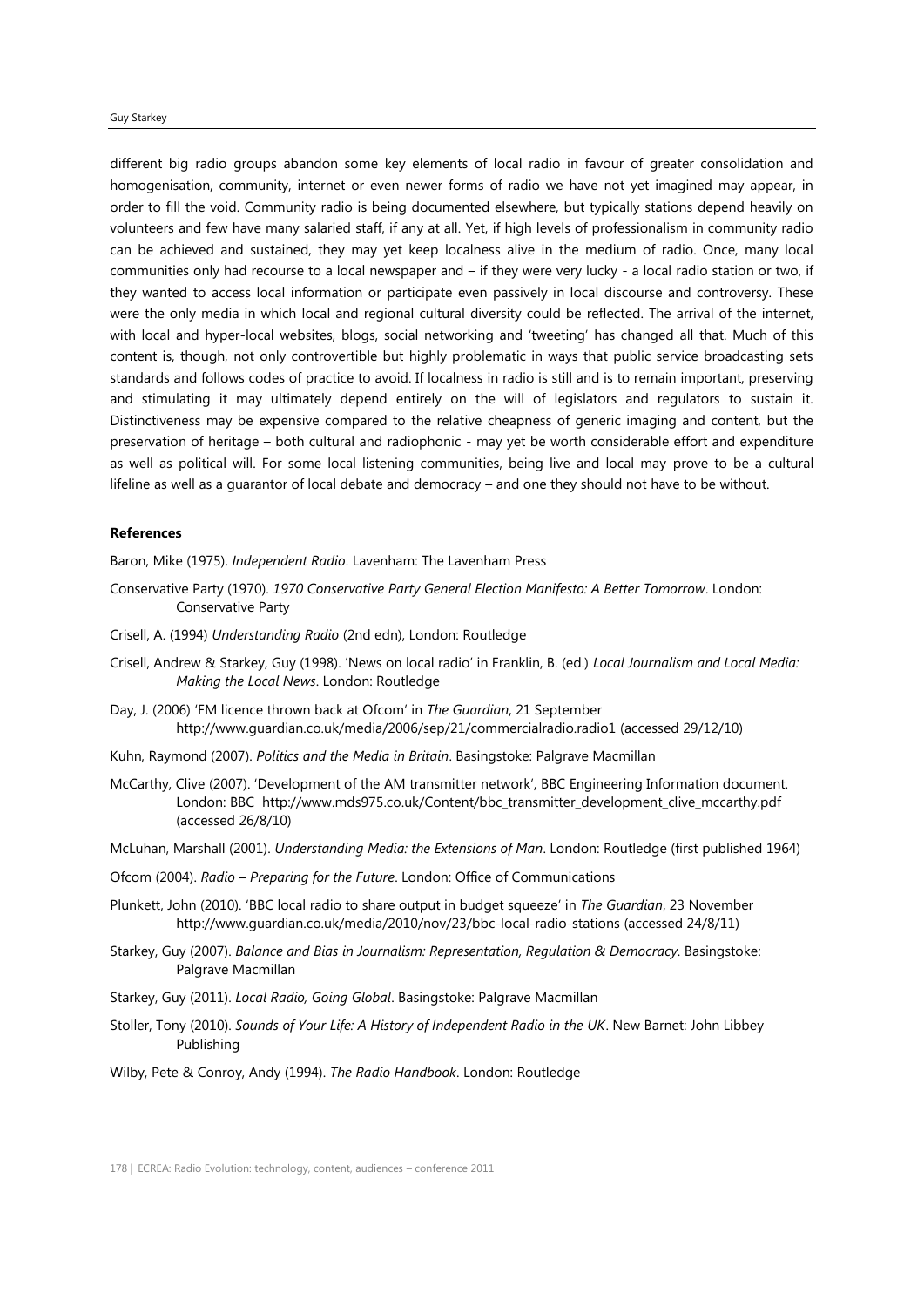different big radio groups abandon some key elements of local radio in favour of greater consolidation and homogenisation, community, internet or even newer forms of radio we have not yet imagined may appear, in order to fill the void. Community radio is being documented elsewhere, but typically stations depend heavily on volunteers and few have many salaried staff, if any at all. Yet, if high levels of professionalism in community radio can be achieved and sustained, they may yet keep localness alive in the medium of radio. Once, many local communities only had recourse to a local newspaper and – if they were very lucky - a local radio station or two, if they wanted to access local information or participate even passively in local discourse and controversy. These were the only media in which local and regional cultural diversity could be reflected. The arrival of the internet, with local and hyper-local websites, blogs, social networking and 'tweeting' has changed all that. Much of this content is, though, not only controvertible but highly problematic in ways that public service broadcasting sets standards and follows codes of practice to avoid. If localness in radio is still and is to remain important, preserving and stimulating it may ultimately depend entirely on the will of legislators and regulators to sustain it. Distinctiveness may be expensive compared to the relative cheapness of generic imaging and content, but the preservation of heritage – both cultural and radiophonic - may yet be worth considerable effort and expenditure as well as political will. For some local listening communities, being live and local may prove to be a cultural lifeline as well as a guarantor of local debate and democracy – and one they should not have to be without.

**References**

Baron, Mike (1975). *Independent Radio*. Lavenham: The Lavenham Press

Conservative Party (1970). *1970 Conservative Party General Election Manifesto: A Better Tomorrow*. London: Conservative Party

Crisell, A. (1994) *Understanding Radio* (2nd edn), London: Routledge

Crisell, Andrew & Starkey, Guy (1998). 'News on local radio' in Franklin, B. (ed.) *Local Journalism and Local Media: Making the Local News*. London: Routledge

Day, J. (2006) 'FM licence thrown back at Ofcom' in *The Guardian*, 21 September http://www.guardian.co.uk/media/2006/sep/21/commercialradio.radio1 (accessed 29/12/10)

Kuhn, Raymond (2007). *Politics and the Media in Britain*. Basingstoke: Palgrave Macmillan

McCarthy, Clive (2007). 'Development of the AM transmitter network', BBC Engineering Information document. London: BBC http://www.mds975.co.uk/Content/bbc_transmitter_development_clive_mccarthy.pdf (accessed 26/8/10)

McLuhan, Marshall (2001). *Understanding Media: the Extensions of Man*. London: Routledge (first published 1964)

Ofcom (2004). *Radio – Preparing for the Future*. London: Office of Communications

Plunkett, John (2010). 'BBC local radio to share output in budget squeeze' in *The Guardian*, 23 November http://www.guardian.co.uk/media/2010/nov/23/bbc-local-radio-stations (accessed 24/8/11)

Starkey, Guy (2007). *Balance and Bias in Journalism: Representation, Regulation & Democracy*. Basingstoke: Palgrave Macmillan

Starkey, Guy (2011). *Local Radio, Going Global*. Basingstoke: Palgrave Macmillan

Stoller, Tony (2010). *Sounds of Your Life: A History of Independent Radio in the UK*. New Barnet: John Libbey Publishing

Wilby, Pete & Conroy, Andy (1994). *The Radio Handbook*. London: Routledge